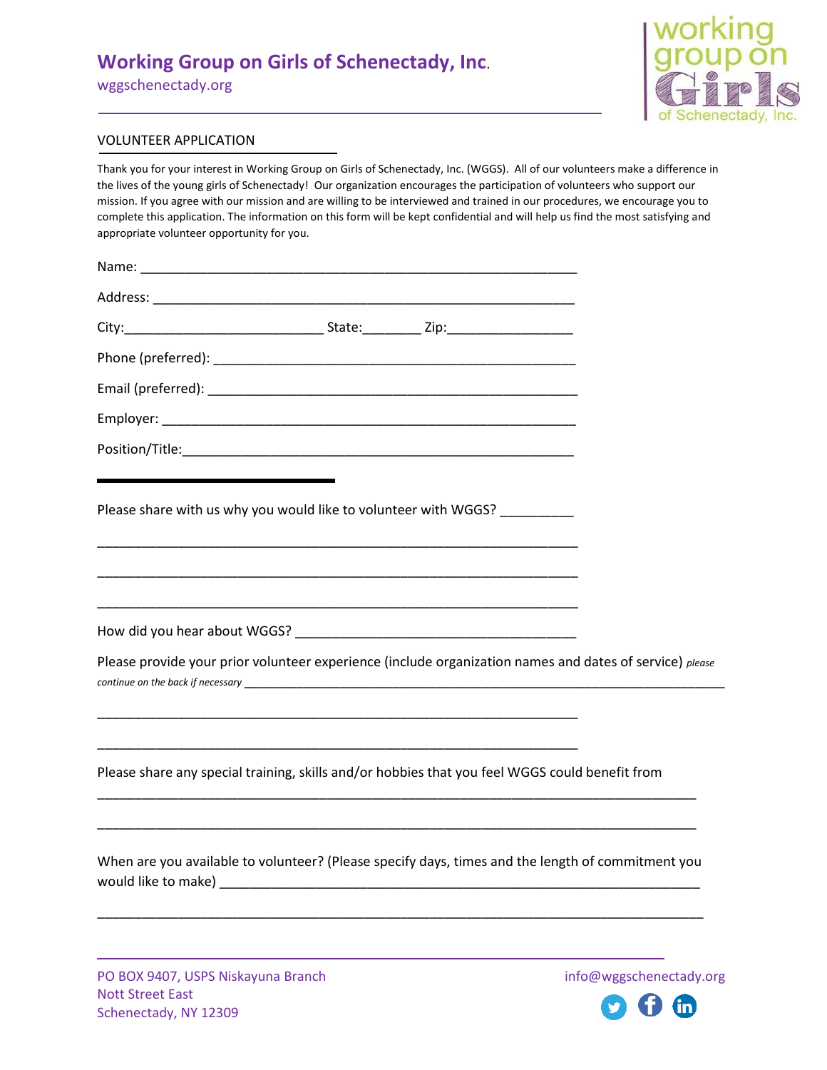# Working Group on Girls of Schenectady, Inc.

wggschenectady.org

## VOLUNTEER APPLICATION

Thank you for your interest in Working Group on Girls of Schenectady, Inc. (WGGS). All of our volunteers make a difference in the lives of the young girls of Schenectady! Our organization encourages the participation of volunteers who support our mission. If you agree with our mission and are willing to be interviewed and trained in our procedures, we encourage you to complete this application. The information on this form will be kept confidential and will help us find the most satisfying and appropriate volunteer opportunity for you.

Name: ____________________________________________________________

Address: __________________________________________________________

City:___________________________ State:________ Zip:_________________

Phone (preferred): _________________________________________________

Email (preferred): __________________________________________________

Employer: ________________________________________________________

Position/Title:_____________________________________________________

---

Please share with us why you would like to volunteer with WGGS? __________

_________________________________________________________________

_________________________________________________________________

_________________________________________________________________

How did you hear about WGGS? ______________________________________

Please provide your prior volunteer experience (include organization names and dates of service) *please continue on the back if necessary* ___________________________________________________________________________

_________________________________________________________________

_________________________________________________________________

Please share any special training, skills and/or hobbies that you feel WGGS could benefit from

_________________________________________________________________________________

_________________________________________________________________________________

When are you available to volunteer? (Please specify days, times and the length of commitment you would like to make) ____________________________________________________________________

_________________________________________________________________________________

PO BOX 9407, USPS Niskayuna Branch
Nott Street East
Schenectady, NY 12309

info@wggschenectady.org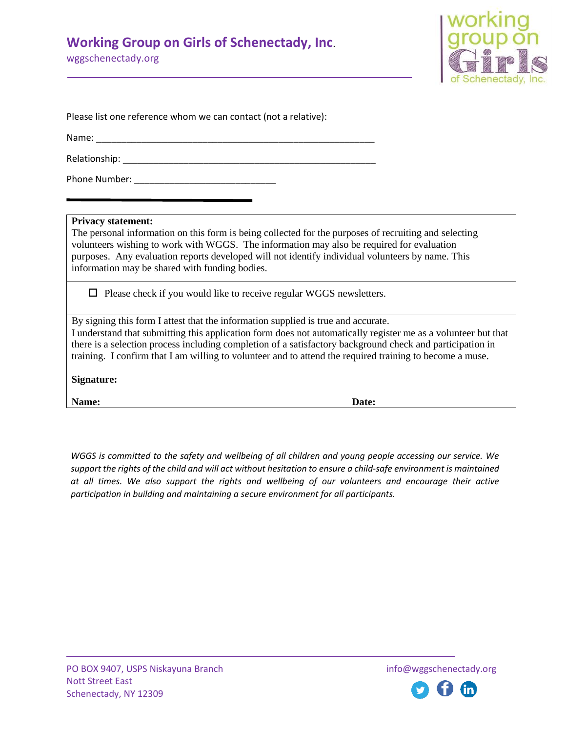# Working Group on Girls of Schenectady, Inc.

wggschenectady.org

Please list one reference whom we can contact (not a relative):

Name: ___________________________________________________________

Relationship: ______________________________________________________

Phone Number: _____________________________

---

**Privacy statement:**
The personal information on this form is being collected for the purposes of recruiting and selecting volunteers wishing to work with WGGS. The information may also be required for evaluation purposes. Any evaluation reports developed will not identify individual volunteers by name. This information may be shared with funding bodies.

☐ Please check if you would like to receive regular WGGS newsletters.

By signing this form I attest that the information supplied is true and accurate.
I understand that submitting this application form does not automatically register me as a volunteer but that there is a selection process including completion of a satisfactory background check and participation in training. I confirm that I am willing to volunteer and to attend the required training to become a muse.

**Signature:**

**Name:** **Date:**

*WGGS is committed to the safety and wellbeing of all children and young people accessing our service. We support the rights of the child and will act without hesitation to ensure a child-safe environment is maintained at all times. We also support the rights and wellbeing of our volunteers and encourage their active participation in building and maintaining a secure environment for all participants.*

PO BOX 9407, USPS Niskayuna Branch
Nott Street East
Schenectady, NY 12309

info@wggschenectady.org